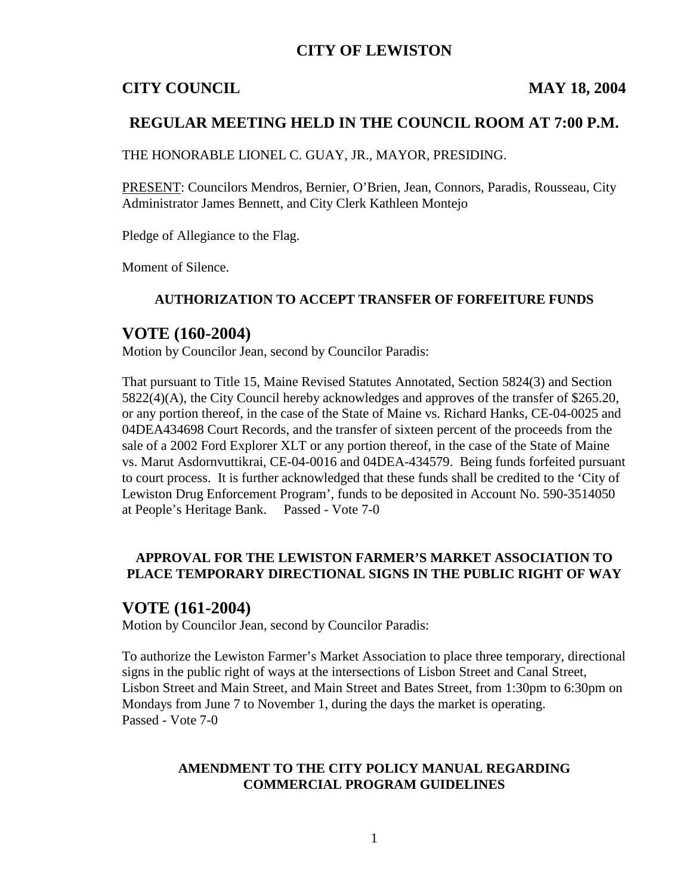# CITY OF LEWISTON

**CITY COUNCIL** **MAY 18, 2004**

## REGULAR MEETING HELD IN THE COUNCIL ROOM AT 7:00 P.M.

THE HONORABLE LIONEL C. GUAY, JR., MAYOR, PRESIDING.

PRESENT: Councilors Mendros, Bernier, O'Brien, Jean, Connors, Paradis, Rousseau, City Administrator James Bennett, and City Clerk Kathleen Montejo

Pledge of Allegiance to the Flag.

Moment of Silence.

### AUTHORIZATION TO ACCEPT TRANSFER OF FORFEITURE FUNDS

## VOTE (160-2004)

Motion by Councilor Jean, second by Councilor Paradis:

That pursuant to Title 15, Maine Revised Statutes Annotated, Section 5824(3) and Section 5822(4)(A), the City Council hereby acknowledges and approves of the transfer of $265.20, or any portion thereof, in the case of the State of Maine vs. Richard Hanks, CE-04-0025 and 04DEA434698 Court Records, and the transfer of sixteen percent of the proceeds from the sale of a 2002 Ford Explorer XLT or any portion thereof, in the case of the State of Maine vs. Marut Asdornvuttikrai, CE-04-0016 and 04DEA-434579. Being funds forfeited pursuant to court process. It is further acknowledged that these funds shall be credited to the 'City of Lewiston Drug Enforcement Program', funds to be deposited in Account No. 590-3514050 at People's Heritage Bank. Passed - Vote 7-0

### APPROVAL FOR THE LEWISTON FARMER'S MARKET ASSOCIATION TO PLACE TEMPORARY DIRECTIONAL SIGNS IN THE PUBLIC RIGHT OF WAY

## VOTE (161-2004)

Motion by Councilor Jean, second by Councilor Paradis:

To authorize the Lewiston Farmer's Market Association to place three temporary, directional signs in the public right of ways at the intersections of Lisbon Street and Canal Street, Lisbon Street and Main Street, and Main Street and Bates Street, from 1:30pm to 6:30pm on Mondays from June 7 to November 1, during the days the market is operating.
Passed - Vote 7-0

### AMENDMENT TO THE CITY POLICY MANUAL REGARDING COMMERCIAL PROGRAM GUIDELINES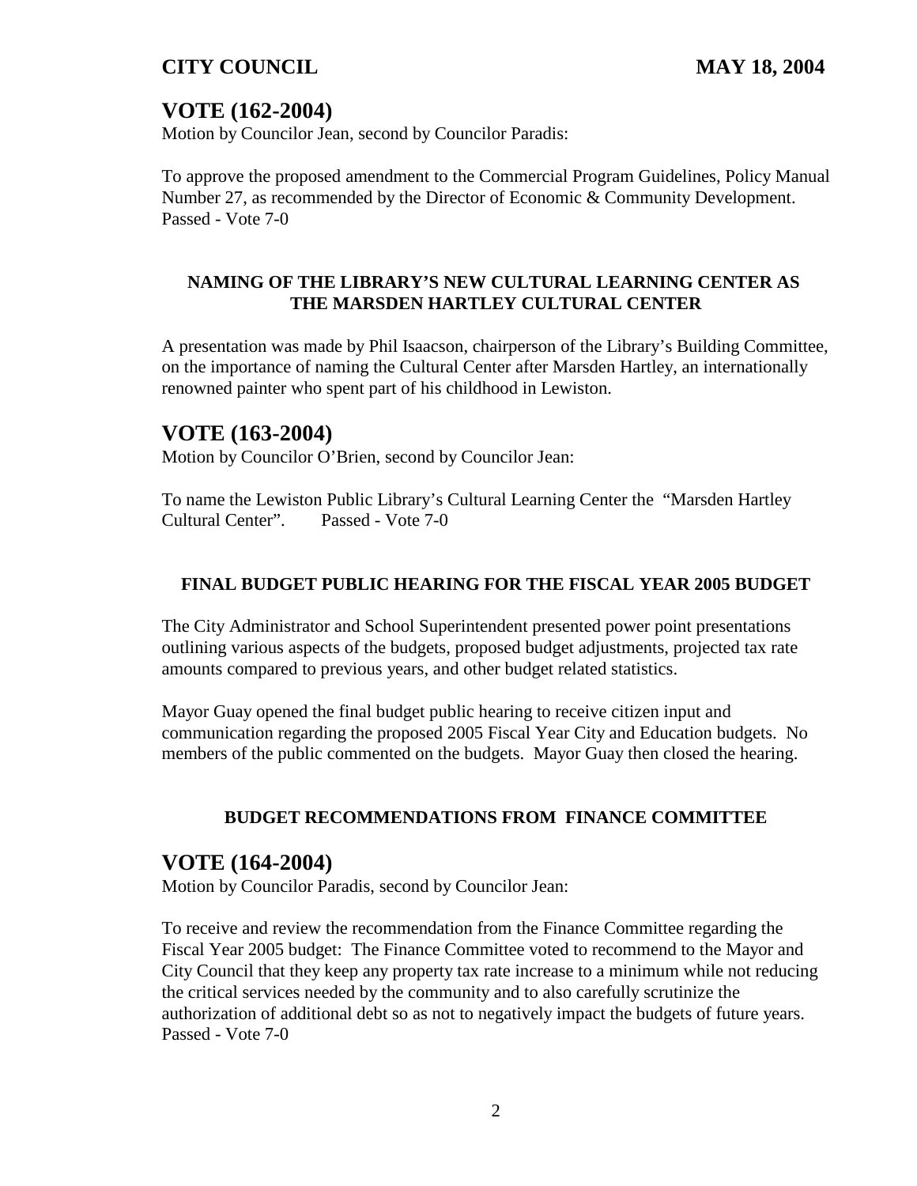## VOTE (162-2004)

Motion by Councilor Jean, second by Councilor Paradis:

To approve the proposed amendment to the Commercial Program Guidelines, Policy Manual Number 27, as recommended by the Director of Economic & Community Development. Passed - Vote 7-0

**NAMING OF THE LIBRARY'S NEW CULTURAL LEARNING CENTER AS THE MARSDEN HARTLEY CULTURAL CENTER**

A presentation was made by Phil Isaacson, chairperson of the Library's Building Committee, on the importance of naming the Cultural Center after Marsden Hartley, an internationally renowned painter who spent part of his childhood in Lewiston.

## VOTE (163-2004)

Motion by Councilor O'Brien, second by Councilor Jean:

To name the Lewiston Public Library's Cultural Learning Center the "Marsden Hartley Cultural Center". Passed - Vote 7-0

**FINAL BUDGET PUBLIC HEARING FOR THE FISCAL YEAR 2005 BUDGET**

The City Administrator and School Superintendent presented power point presentations outlining various aspects of the budgets, proposed budget adjustments, projected tax rate amounts compared to previous years, and other budget related statistics.

Mayor Guay opened the final budget public hearing to receive citizen input and communication regarding the proposed 2005 Fiscal Year City and Education budgets. No members of the public commented on the budgets. Mayor Guay then closed the hearing.

**BUDGET RECOMMENDATIONS FROM FINANCE COMMITTEE**

## VOTE (164-2004)

Motion by Councilor Paradis, second by Councilor Jean:

To receive and review the recommendation from the Finance Committee regarding the Fiscal Year 2005 budget: The Finance Committee voted to recommend to the Mayor and City Council that they keep any property tax rate increase to a minimum while not reducing the critical services needed by the community and to also carefully scrutinize the authorization of additional debt so as not to negatively impact the budgets of future years. Passed - Vote 7-0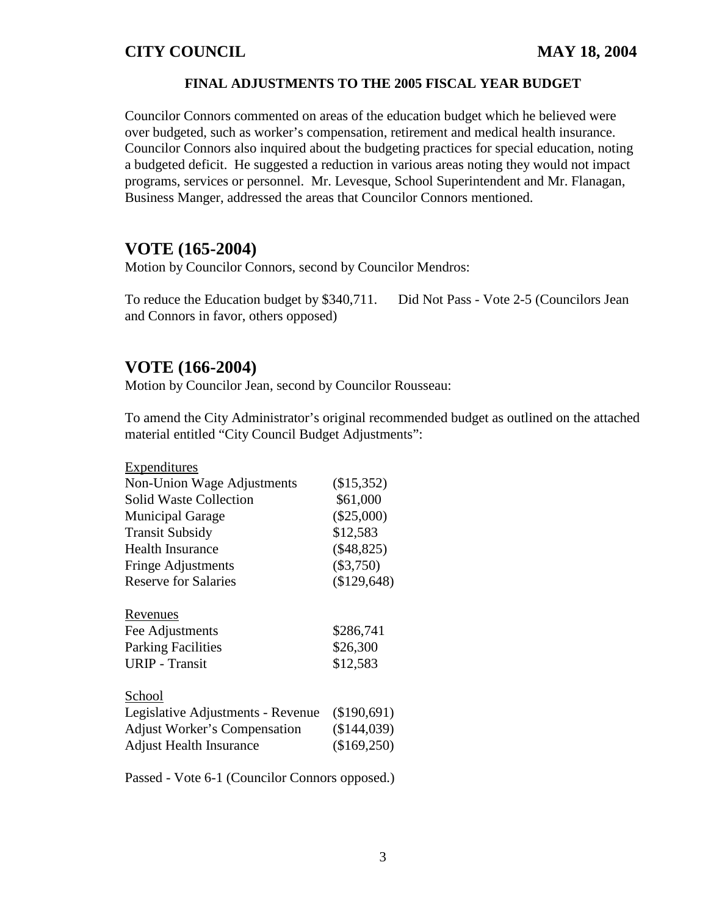### FINAL ADJUSTMENTS TO THE 2005 FISCAL YEAR BUDGET

Councilor Connors commented on areas of the education budget which he believed were over budgeted, such as worker's compensation, retirement and medical health insurance. Councilor Connors also inquired about the budgeting practices for special education, noting a budgeted deficit. He suggested a reduction in various areas noting they would not impact programs, services or personnel. Mr. Levesque, School Superintendent and Mr. Flanagan, Business Manger, addressed the areas that Councilor Connors mentioned.

## VOTE (165-2004)

Motion by Councilor Connors, second by Councilor Mendros:

To reduce the Education budget by $340,711. Did Not Pass - Vote 2-5 (Councilors Jean and Connors in favor, others opposed)

## VOTE (166-2004)

Motion by Councilor Jean, second by Councilor Rousseau:

To amend the City Administrator's original recommended budget as outlined on the attached material entitled "City Council Budget Adjustments":

| | |
|---|---|
| Expenditures | |
| Non-Union Wage Adjustments | ($15,352) |
| Solid Waste Collection | $61,000 |
| Municipal Garage | ($25,000) |
| Transit Subsidy | $12,583 |
| Health Insurance | ($48,825) |
| Fringe Adjustments | ($3,750) |
| Reserve for Salaries | ($129,648) |
| | |
| Revenues | |
| Fee Adjustments | $286,741 |
| Parking Facilities | $26,300 |
| URIP - Transit | $12,583 |
| | |
| School | |
| Legislative Adjustments - Revenue | ($190,691) |
| Adjust Worker's Compensation | ($144,039) |
| Adjust Health Insurance | ($169,250) |

Passed - Vote 6-1 (Councilor Connors opposed.)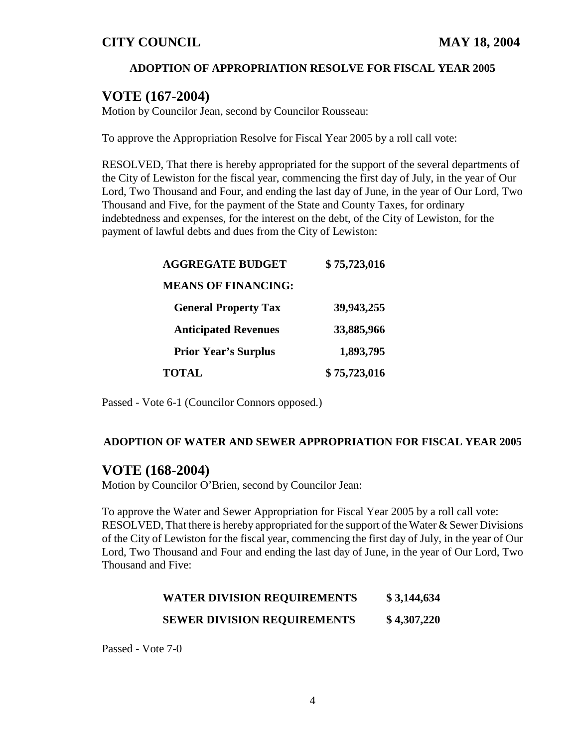## ADOPTION OF APPROPRIATION RESOLVE FOR FISCAL YEAR 2005

# VOTE (167-2004)

Motion by Councilor Jean, second by Councilor Rousseau:

To approve the Appropriation Resolve for Fiscal Year 2005 by a roll call vote:

RESOLVED, That there is hereby appropriated for the support of the several departments of the City of Lewiston for the fiscal year, commencing the first day of July, in the year of Our Lord, Two Thousand and Four, and ending the last day of June, in the year of Our Lord, Two Thousand and Five, for the payment of the State and County Taxes, for ordinary indebtedness and expenses, for the interest on the debt, of the City of Lewiston, for the payment of lawful debts and dues from the City of Lewiston:

| | |
|---|---|
| **AGGREGATE BUDGET** | **$ 75,723,016** |
| **MEANS OF FINANCING:** | |
| **General Property Tax** | **39,943,255** |
| **Anticipated Revenues** | **33,885,966** |
| **Prior Year's Surplus** | **1,893,795** |
| **TOTAL** | **$ 75,723,016** |

Passed - Vote 6-1 (Councilor Connors opposed.)

## ADOPTION OF WATER AND SEWER APPROPRIATION FOR FISCAL YEAR 2005

# VOTE (168-2004)

Motion by Councilor O'Brien, second by Councilor Jean:

To approve the Water and Sewer Appropriation for Fiscal Year 2005 by a roll call vote:
RESOLVED, That there is hereby appropriated for the support of the Water & Sewer Divisions of the City of Lewiston for the fiscal year, commencing the first day of July, in the year of Our Lord, Two Thousand and Four and ending the last day of June, in the year of Our Lord, Two Thousand and Five:

| | |
|---|---|
| **WATER DIVISION REQUIREMENTS** | **$ 3,144,634** |
| **SEWER DIVISION REQUIREMENTS** | **$ 4,307,220** |

Passed - Vote 7-0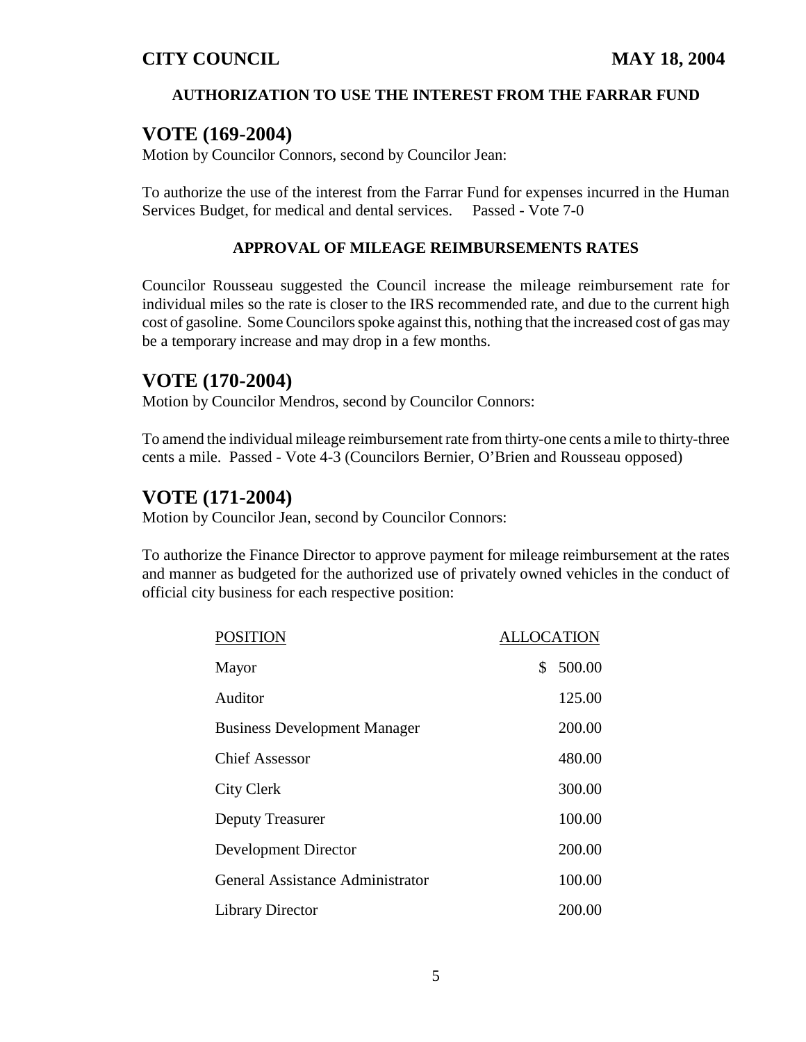#### AUTHORIZATION TO USE THE INTEREST FROM THE FARRAR FUND

## VOTE (169-2004)

Motion by Councilor Connors, second by Councilor Jean:

To authorize the use of the interest from the Farrar Fund for expenses incurred in the Human Services Budget, for medical and dental services. Passed - Vote 7-0

#### APPROVAL OF MILEAGE REIMBURSEMENTS RATES

Councilor Rousseau suggested the Council increase the mileage reimbursement rate for individual miles so the rate is closer to the IRS recommended rate, and due to the current high cost of gasoline. Some Councilors spoke against this, nothing that the increased cost of gas may be a temporary increase and may drop in a few months.

## VOTE (170-2004)

Motion by Councilor Mendros, second by Councilor Connors:

To amend the individual mileage reimbursement rate from thirty-one cents a mile to thirty-three cents a mile. Passed - Vote 4-3 (Councilors Bernier, O'Brien and Rousseau opposed)

## VOTE (171-2004)

Motion by Councilor Jean, second by Councilor Connors:

To authorize the Finance Director to approve payment for mileage reimbursement at the rates and manner as budgeted for the authorized use of privately owned vehicles in the conduct of official city business for each respective position:

| POSITION | ALLOCATION |
|---|---|
| Mayor | $ 500.00 |
| Auditor | 125.00 |
| Business Development Manager | 200.00 |
| Chief Assessor | 480.00 |
| City Clerk | 300.00 |
| Deputy Treasurer | 100.00 |
| Development Director | 200.00 |
| General Assistance Administrator | 100.00 |
| Library Director | 200.00 |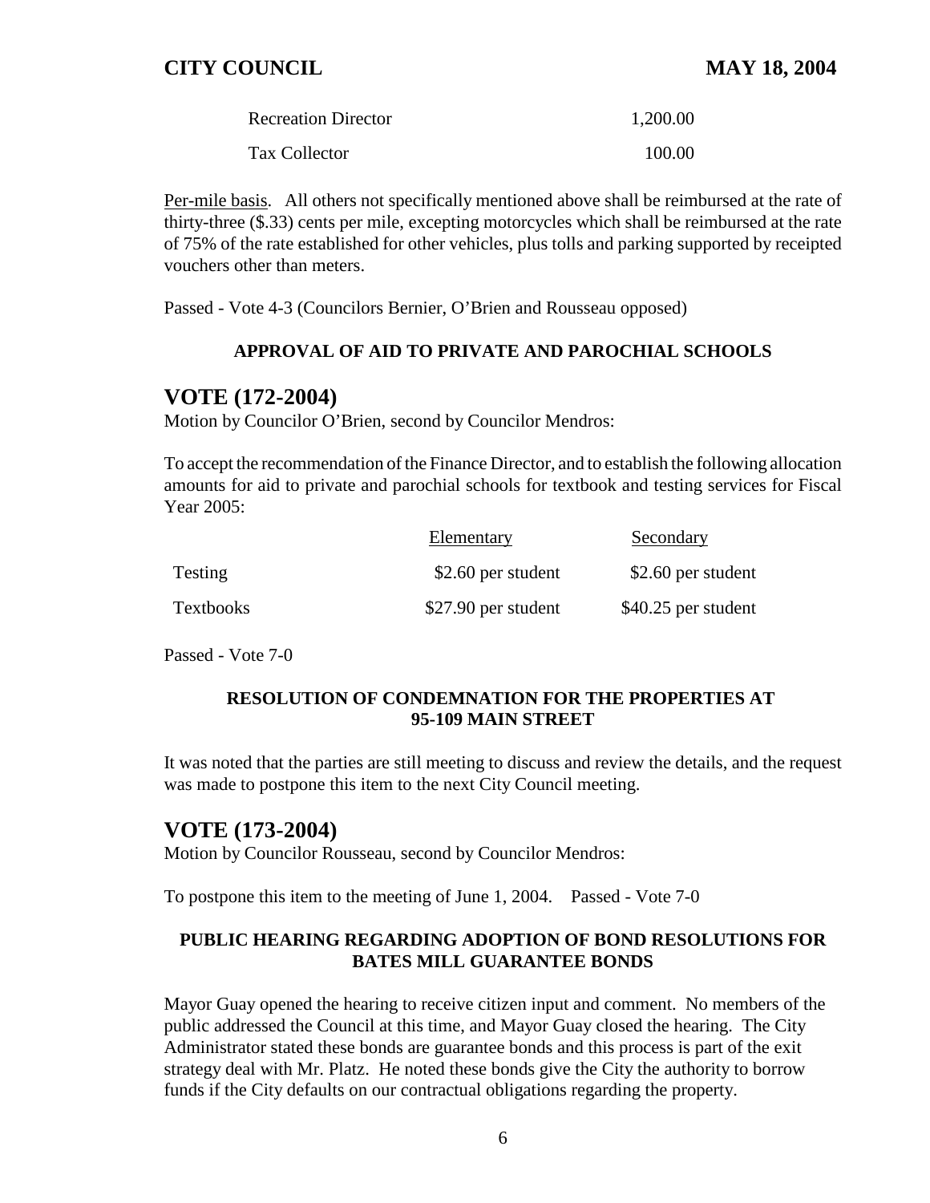| | |
|---|---|
| Recreation Director | 1,200.00 |
| Tax Collector | 100.00 |

Per-mile basis. All others not specifically mentioned above shall be reimbursed at the rate of thirty-three ($.33) cents per mile, excepting motorcycles which shall be reimbursed at the rate of 75% of the rate established for other vehicles, plus tolls and parking supported by receipted vouchers other than meters.

Passed - Vote 4-3 (Councilors Bernier, O'Brien and Rousseau opposed)

**APPROVAL OF AID TO PRIVATE AND PAROCHIAL SCHOOLS**

## VOTE (172-2004)

Motion by Councilor O'Brien, second by Councilor Mendros:

To accept the recommendation of the Finance Director, and to establish the following allocation amounts for aid to private and parochial schools for textbook and testing services for Fiscal Year 2005:

| | Elementary | Secondary |
|---|---|---|
| Testing | $2.60 per student | $2.60 per student |
| Textbooks | $27.90 per student | $40.25 per student |

Passed - Vote 7-0

**RESOLUTION OF CONDEMNATION FOR THE PROPERTIES AT 95-109 MAIN STREET**

It was noted that the parties are still meeting to discuss and review the details, and the request was made to postpone this item to the next City Council meeting.

## VOTE (173-2004)

Motion by Councilor Rousseau, second by Councilor Mendros:

To postpone this item to the meeting of June 1, 2004. Passed - Vote 7-0

**PUBLIC HEARING REGARDING ADOPTION OF BOND RESOLUTIONS FOR BATES MILL GUARANTEE BONDS**

Mayor Guay opened the hearing to receive citizen input and comment. No members of the public addressed the Council at this time, and Mayor Guay closed the hearing. The City Administrator stated these bonds are guarantee bonds and this process is part of the exit strategy deal with Mr. Platz. He noted these bonds give the City the authority to borrow funds if the City defaults on our contractual obligations regarding the property.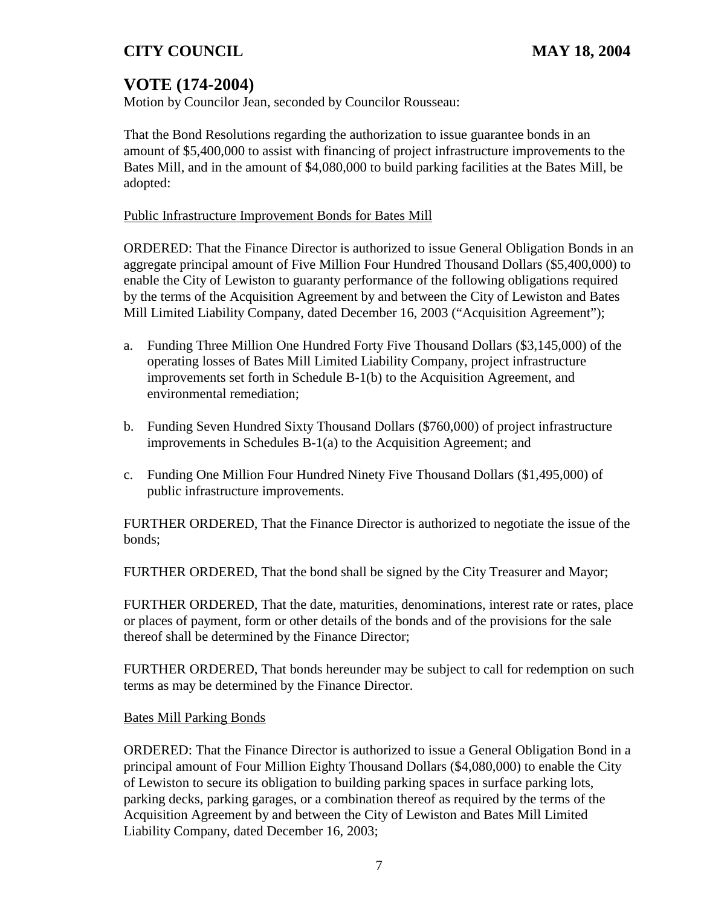## VOTE (174-2004)

Motion by Councilor Jean, seconded by Councilor Rousseau:

That the Bond Resolutions regarding the authorization to issue guarantee bonds in an amount of $5,400,000 to assist with financing of project infrastructure improvements to the Bates Mill, and in the amount of $4,080,000 to build parking facilities at the Bates Mill, be adopted:

<u>Public Infrastructure Improvement Bonds for Bates Mill</u>

ORDERED: That the Finance Director is authorized to issue General Obligation Bonds in an aggregate principal amount of Five Million Four Hundred Thousand Dollars ($5,400,000) to enable the City of Lewiston to guaranty performance of the following obligations required by the terms of the Acquisition Agreement by and between the City of Lewiston and Bates Mill Limited Liability Company, dated December 16, 2003 ("Acquisition Agreement");

a. Funding Three Million One Hundred Forty Five Thousand Dollars ($3,145,000) of the operating losses of Bates Mill Limited Liability Company, project infrastructure improvements set forth in Schedule B-1(b) to the Acquisition Agreement, and environmental remediation;

b. Funding Seven Hundred Sixty Thousand Dollars ($760,000) of project infrastructure improvements in Schedules B-1(a) to the Acquisition Agreement; and

c. Funding One Million Four Hundred Ninety Five Thousand Dollars ($1,495,000) of public infrastructure improvements.

FURTHER ORDERED, That the Finance Director is authorized to negotiate the issue of the bonds;

FURTHER ORDERED, That the bond shall be signed by the City Treasurer and Mayor;

FURTHER ORDERED, That the date, maturities, denominations, interest rate or rates, place or places of payment, form or other details of the bonds and of the provisions for the sale thereof shall be determined by the Finance Director;

FURTHER ORDERED, That bonds hereunder may be subject to call for redemption on such terms as may be determined by the Finance Director.

<u>Bates Mill Parking Bonds</u>

ORDERED: That the Finance Director is authorized to issue a General Obligation Bond in a principal amount of Four Million Eighty Thousand Dollars ($4,080,000) to enable the City of Lewiston to secure its obligation to building parking spaces in surface parking lots, parking decks, parking garages, or a combination thereof as required by the terms of the Acquisition Agreement by and between the City of Lewiston and Bates Mill Limited Liability Company, dated December 16, 2003;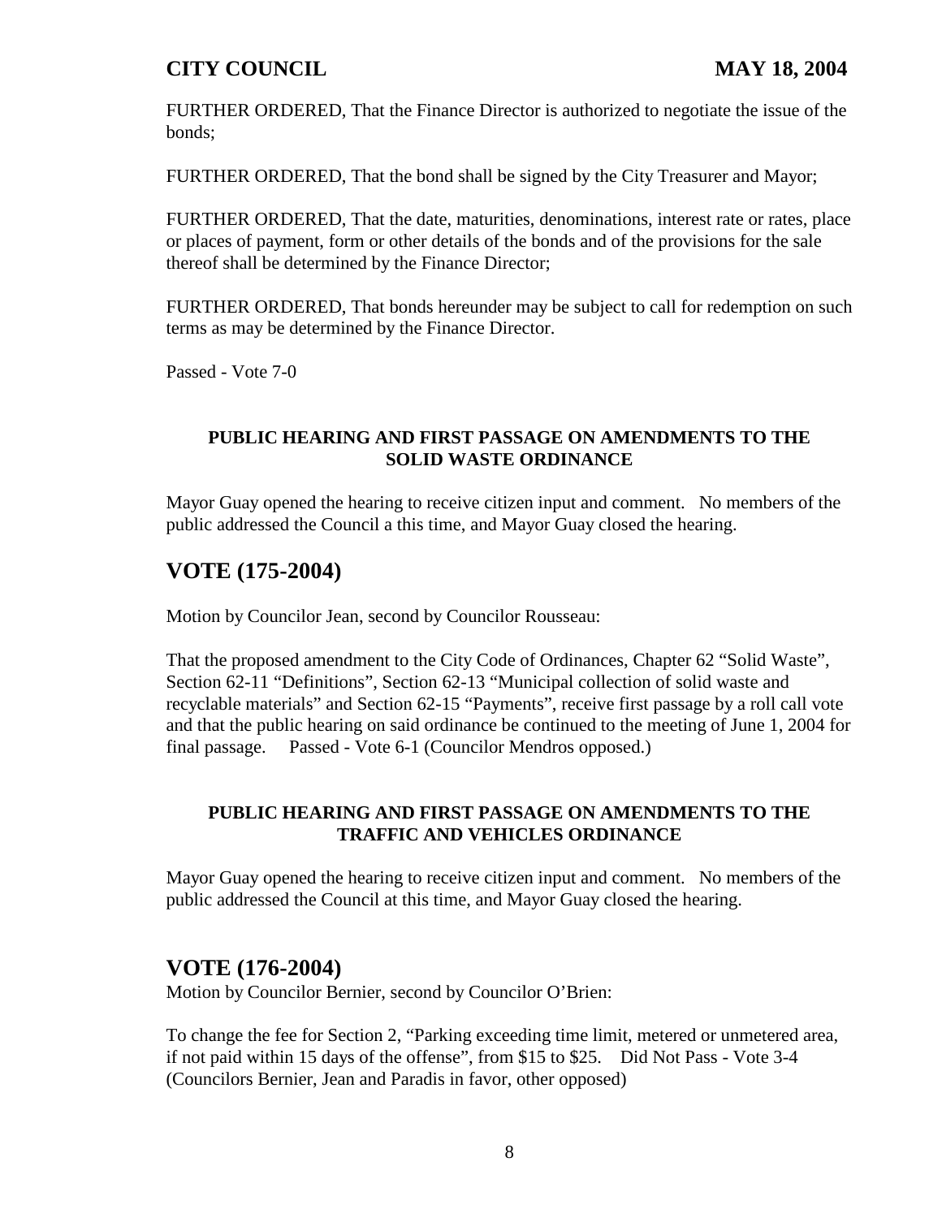FURTHER ORDERED, That the Finance Director is authorized to negotiate the issue of the bonds;

FURTHER ORDERED, That the bond shall be signed by the City Treasurer and Mayor;

FURTHER ORDERED, That the date, maturities, denominations, interest rate or rates, place or places of payment, form or other details of the bonds and of the provisions for the sale thereof shall be determined by the Finance Director;

FURTHER ORDERED, That bonds hereunder may be subject to call for redemption on such terms as may be determined by the Finance Director.

Passed - Vote 7-0

**PUBLIC HEARING AND FIRST PASSAGE ON AMENDMENTS TO THE SOLID WASTE ORDINANCE**

Mayor Guay opened the hearing to receive citizen input and comment. No members of the public addressed the Council a this time, and Mayor Guay closed the hearing.

## VOTE (175-2004)

Motion by Councilor Jean, second by Councilor Rousseau:

That the proposed amendment to the City Code of Ordinances, Chapter 62 "Solid Waste", Section 62-11 "Definitions", Section 62-13 "Municipal collection of solid waste and recyclable materials" and Section 62-15 "Payments", receive first passage by a roll call vote and that the public hearing on said ordinance be continued to the meeting of June 1, 2004 for final passage. Passed - Vote 6-1 (Councilor Mendros opposed.)

**PUBLIC HEARING AND FIRST PASSAGE ON AMENDMENTS TO THE TRAFFIC AND VEHICLES ORDINANCE**

Mayor Guay opened the hearing to receive citizen input and comment. No members of the public addressed the Council at this time, and Mayor Guay closed the hearing.

## VOTE (176-2004)

Motion by Councilor Bernier, second by Councilor O'Brien:

To change the fee for Section 2, "Parking exceeding time limit, metered or unmetered area, if not paid within 15 days of the offense", from $15 to $25. Did Not Pass - Vote 3-4 (Councilors Bernier, Jean and Paradis in favor, other opposed)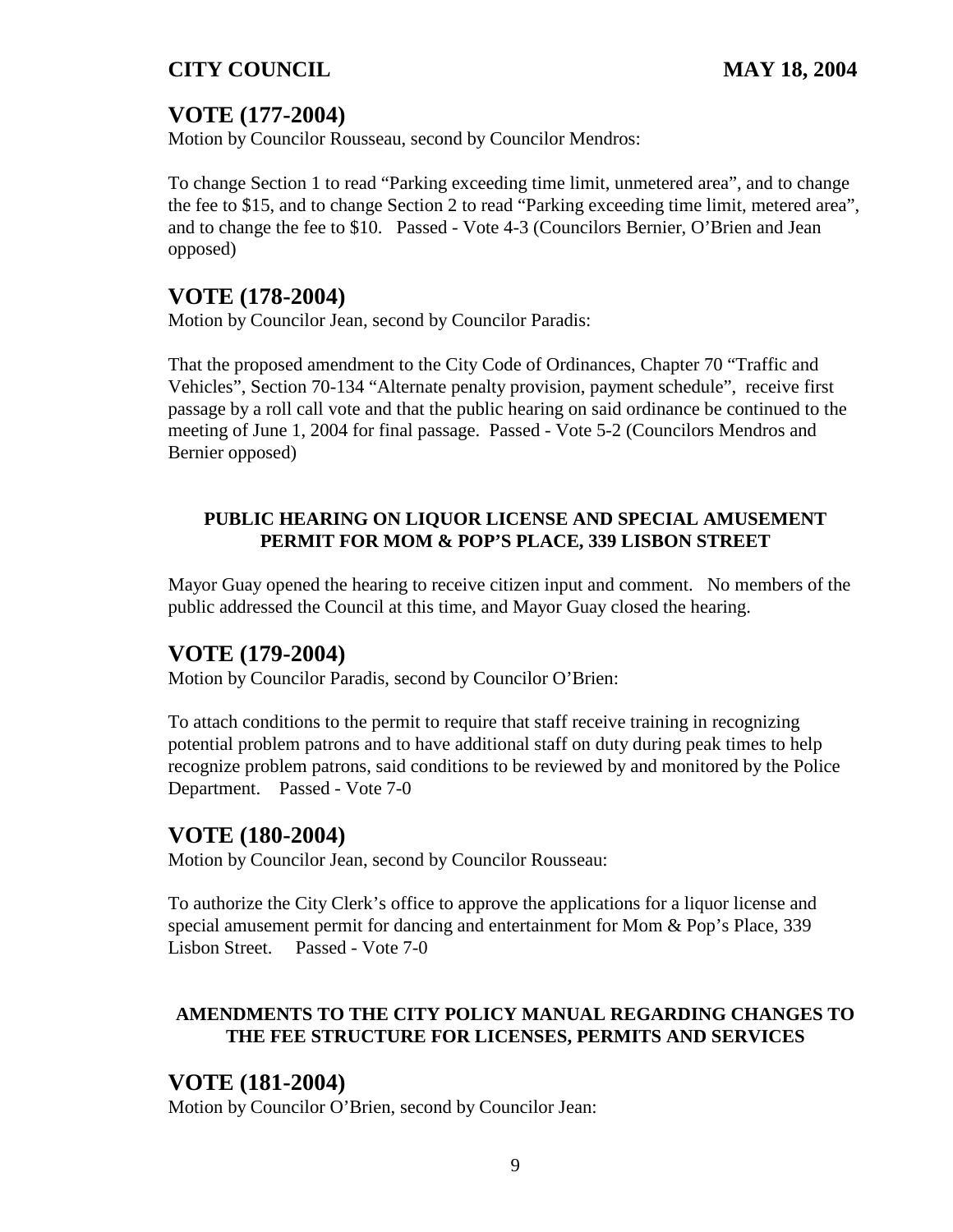## VOTE (177-2004)

Motion by Councilor Rousseau, second by Councilor Mendros:

To change Section 1 to read "Parking exceeding time limit, unmetered area", and to change the fee to $15, and to change Section 2 to read "Parking exceeding time limit, metered area", and to change the fee to $10. Passed - Vote 4-3 (Councilors Bernier, O'Brien and Jean opposed)

## VOTE (178-2004)

Motion by Councilor Jean, second by Councilor Paradis:

That the proposed amendment to the City Code of Ordinances, Chapter 70 "Traffic and Vehicles", Section 70-134 "Alternate penalty provision, payment schedule", receive first passage by a roll call vote and that the public hearing on said ordinance be continued to the meeting of June 1, 2004 for final passage. Passed - Vote 5-2 (Councilors Mendros and Bernier opposed)

### PUBLIC HEARING ON LIQUOR LICENSE AND SPECIAL AMUSEMENT PERMIT FOR MOM & POP'S PLACE, 339 LISBON STREET

Mayor Guay opened the hearing to receive citizen input and comment. No members of the public addressed the Council at this time, and Mayor Guay closed the hearing.

## VOTE (179-2004)

Motion by Councilor Paradis, second by Councilor O'Brien:

To attach conditions to the permit to require that staff receive training in recognizing potential problem patrons and to have additional staff on duty during peak times to help recognize problem patrons, said conditions to be reviewed by and monitored by the Police Department. Passed - Vote 7-0

## VOTE (180-2004)

Motion by Councilor Jean, second by Councilor Rousseau:

To authorize the City Clerk's office to approve the applications for a liquor license and special amusement permit for dancing and entertainment for Mom & Pop's Place, 339 Lisbon Street. Passed - Vote 7-0

### AMENDMENTS TO THE CITY POLICY MANUAL REGARDING CHANGES TO THE FEE STRUCTURE FOR LICENSES, PERMITS AND SERVICES

## VOTE (181-2004)

Motion by Councilor O'Brien, second by Councilor Jean: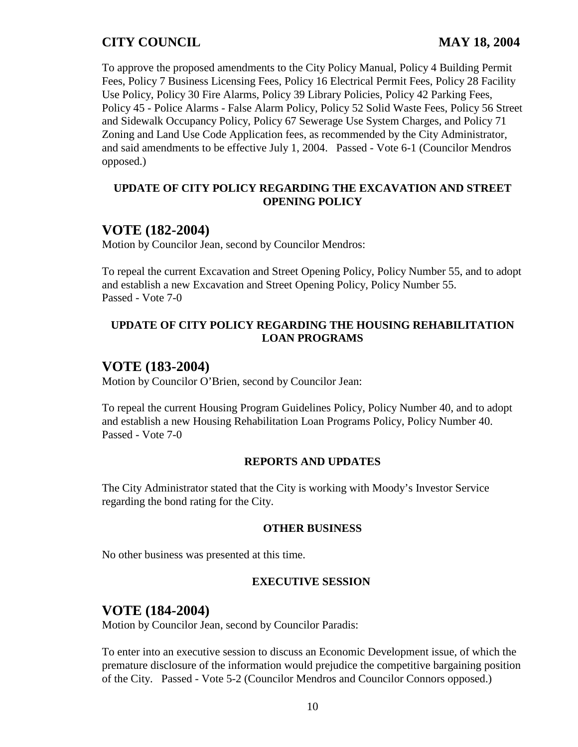To approve the proposed amendments to the City Policy Manual, Policy 4 Building Permit Fees, Policy 7 Business Licensing Fees, Policy 16 Electrical Permit Fees, Policy 28 Facility Use Policy, Policy 30 Fire Alarms, Policy 39 Library Policies, Policy 42 Parking Fees, Policy 45 - Police Alarms - False Alarm Policy, Policy 52 Solid Waste Fees, Policy 56 Street and Sidewalk Occupancy Policy, Policy 67 Sewerage Use System Charges, and Policy 71 Zoning and Land Use Code Application fees, as recommended by the City Administrator, and said amendments to be effective July 1, 2004. Passed - Vote 6-1 (Councilor Mendros opposed.)

**UPDATE OF CITY POLICY REGARDING THE EXCAVATION AND STREET OPENING POLICY**

## VOTE (182-2004)

Motion by Councilor Jean, second by Councilor Mendros:

To repeal the current Excavation and Street Opening Policy, Policy Number 55, and to adopt and establish a new Excavation and Street Opening Policy, Policy Number 55.
Passed - Vote 7-0

**UPDATE OF CITY POLICY REGARDING THE HOUSING REHABILITATION LOAN PROGRAMS**

## VOTE (183-2004)

Motion by Councilor O'Brien, second by Councilor Jean:

To repeal the current Housing Program Guidelines Policy, Policy Number 40, and to adopt and establish a new Housing Rehabilitation Loan Programs Policy, Policy Number 40.
Passed - Vote 7-0

**REPORTS AND UPDATES**

The City Administrator stated that the City is working with Moody's Investor Service regarding the bond rating for the City.

**OTHER BUSINESS**

No other business was presented at this time.

**EXECUTIVE SESSION**

## VOTE (184-2004)

Motion by Councilor Jean, second by Councilor Paradis:

To enter into an executive session to discuss an Economic Development issue, of which the premature disclosure of the information would prejudice the competitive bargaining position of the City. Passed - Vote 5-2 (Councilor Mendros and Councilor Connors opposed.)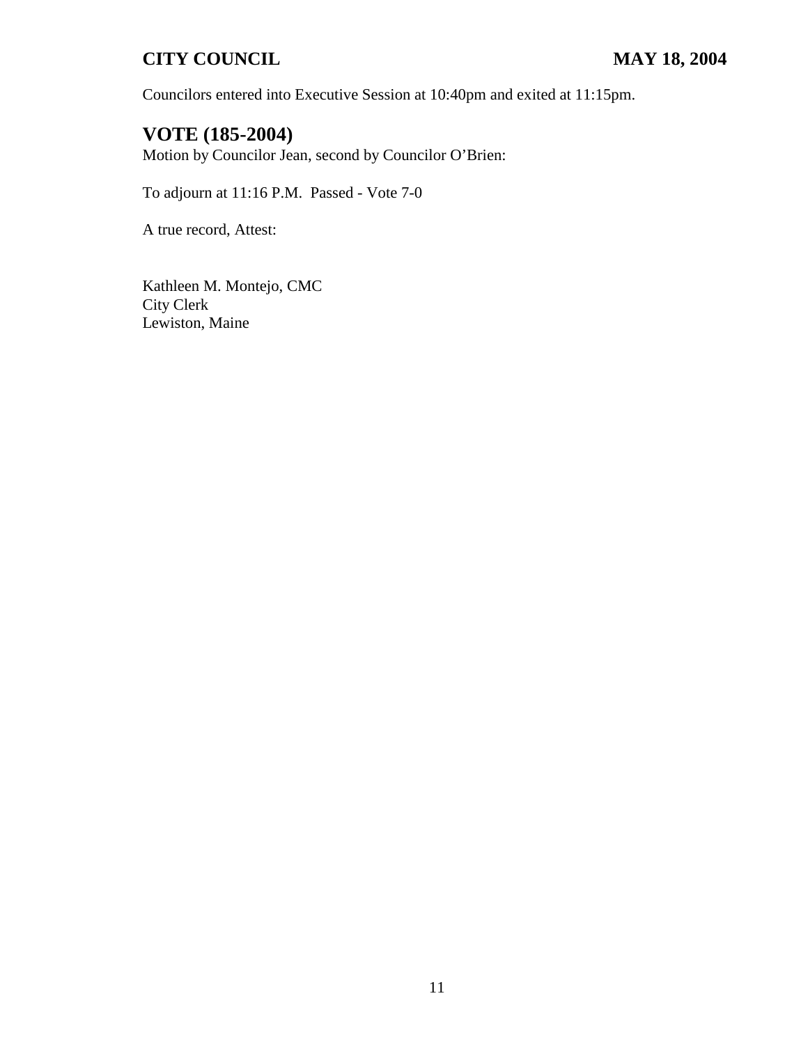Councilors entered into Executive Session at 10:40pm and exited at 11:15pm.

## VOTE (185-2004)

Motion by Councilor Jean, second by Councilor O'Brien:

To adjourn at 11:16 P.M. Passed - Vote 7-0

A true record, Attest:

Kathleen M. Montejo, CMC
City Clerk
Lewiston, Maine